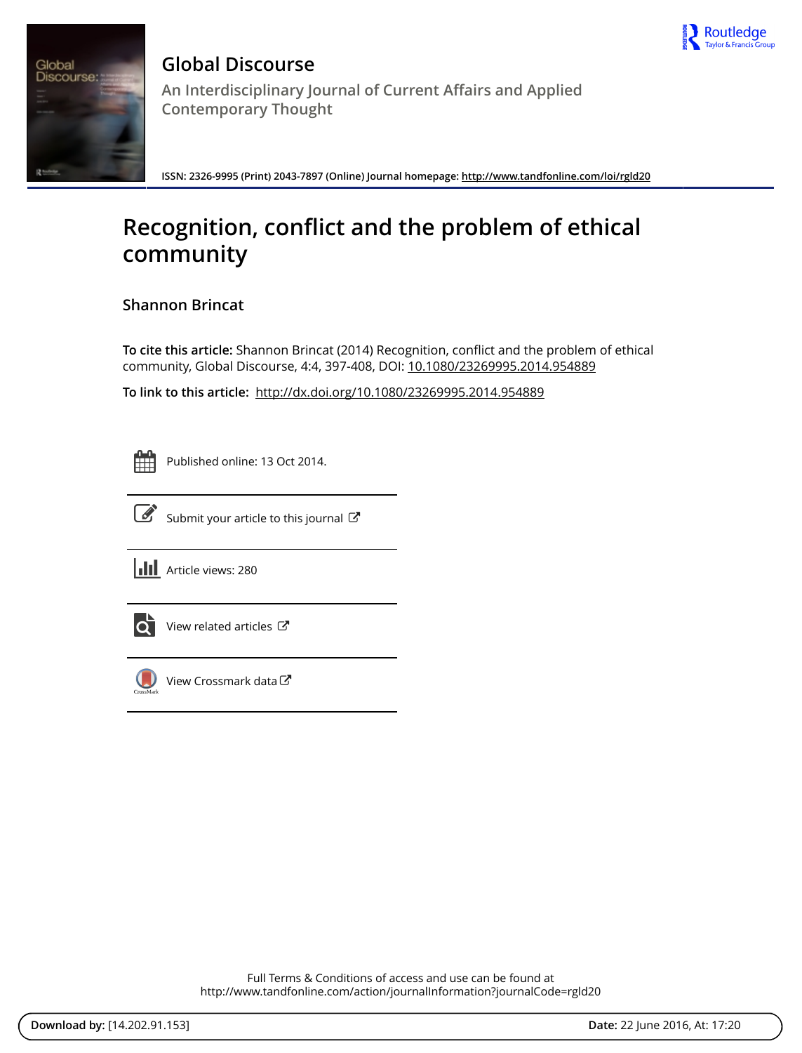# Global Discourse

An Interdisciplinary Journal of Current Affairs and Applied Contemporary Thought

ISSN: 2326-9995 (Print) 2043-7897 (Online) Journal homepage: http://www.tandfonline.com/loi/rgld20

# Recognition, conflict and the problem of ethical community

Shannon Brincat

**To cite this article:** Shannon Brincat (2014) Recognition, conflict and the problem of ethical community, Global Discourse, 4:4, 397-408, DOI: 10.1080/23269995.2014.954889

**To link to this article:** http://dx.doi.org/10.1080/23269995.2014.954889

Published online: 13 Oct 2014.

Submit your article to this journal

Article views: 280

View related articles

View Crossmark data

Full Terms & Conditions of access and use can be found at http://www.tandfonline.com/action/journalInformation?journalCode=rgld20

**Download by:** [14.202.91.153] **Date:** 22 June 2016, At: 17:20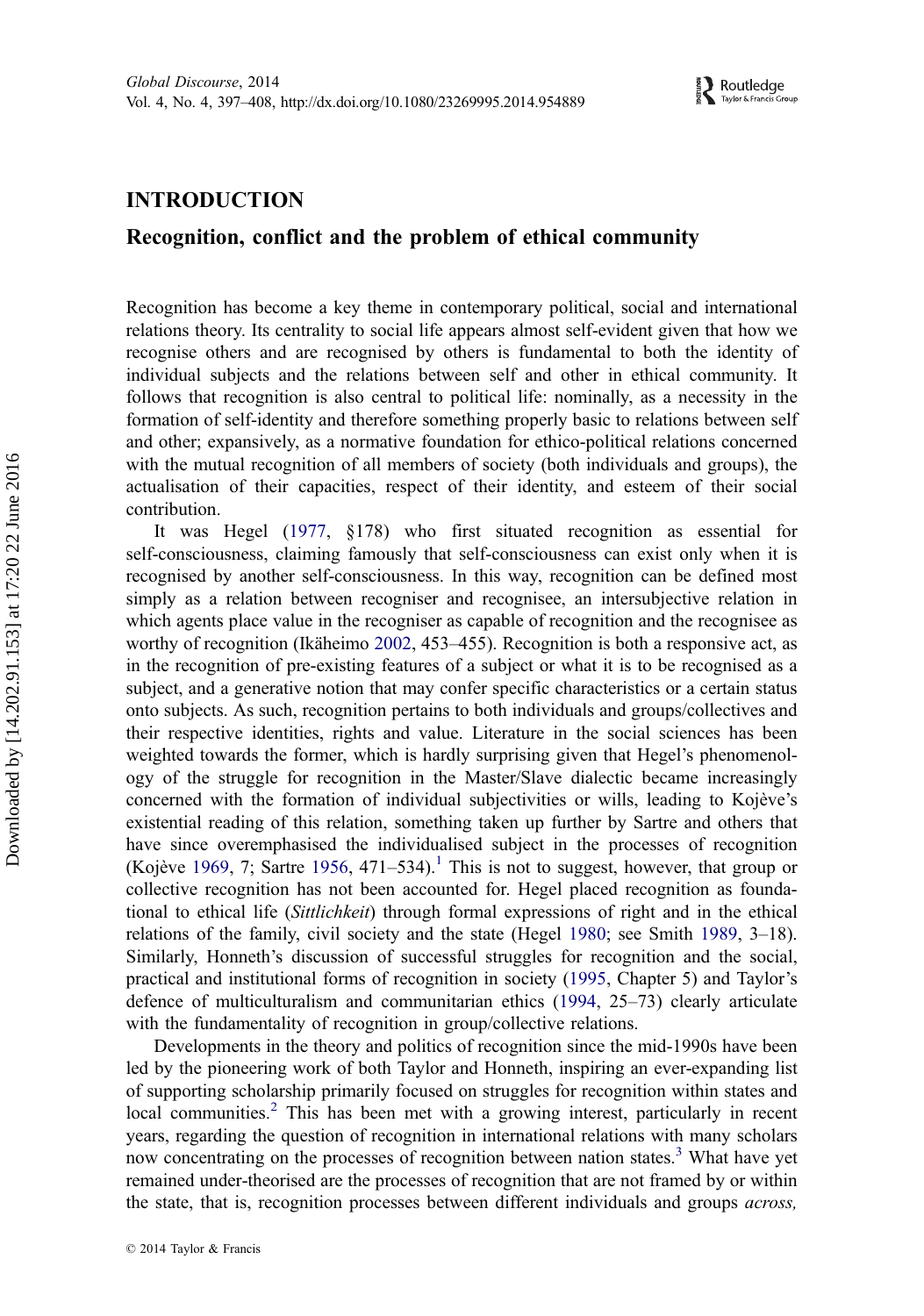# INTRODUCTION

## Recognition, conflict and the problem of ethical community

Recognition has become a key theme in contemporary political, social and international relations theory. Its centrality to social life appears almost self-evident given that how we recognise others and are recognised by others is fundamental to both the identity of individual subjects and the relations between self and other in ethical community. It follows that recognition is also central to political life: nominally, as a necessity in the formation of self-identity and therefore something properly basic to relations between self and other; expansively, as a normative foundation for ethico-political relations concerned with the mutual recognition of all members of society (both individuals and groups), the actualisation of their capacities, respect of their identity, and esteem of their social contribution.

It was Hegel (1977, §178) who first situated recognition as essential for self-consciousness, claiming famously that self-consciousness can exist only when it is recognised by another self-consciousness. In this way, recognition can be defined most simply as a relation between recogniser and recognisee, an intersubjective relation in which agents place value in the recogniser as capable of recognition and the recognisee as worthy of recognition (Ikäheimo 2002, 453–455). Recognition is both a responsive act, as in the recognition of pre-existing features of a subject or what it is to be recognised as a subject, and a generative notion that may confer specific characteristics or a certain status onto subjects. As such, recognition pertains to both individuals and groups/collectives and their respective identities, rights and value. Literature in the social sciences has been weighted towards the former, which is hardly surprising given that Hegel's phenomenology of the struggle for recognition in the Master/Slave dialectic became increasingly concerned with the formation of individual subjectivities or wills, leading to Kojève's existential reading of this relation, something taken up further by Sartre and others that have since overemphasised the individualised subject in the processes of recognition (Kojève 1969, 7; Sartre 1956, 471–534).[1] This is not to suggest, however, that group or collective recognition has not been accounted for. Hegel placed recognition as foundational to ethical life (*Sittlichkeit*) through formal expressions of right and in the ethical relations of the family, civil society and the state (Hegel 1980; see Smith 1989, 3–18). Similarly, Honneth's discussion of successful struggles for recognition and the social, practical and institutional forms of recognition in society (1995, Chapter 5) and Taylor's defence of multiculturalism and communitarian ethics (1994, 25–73) clearly articulate with the fundamentality of recognition in group/collective relations.

Developments in the theory and politics of recognition since the mid-1990s have been led by the pioneering work of both Taylor and Honneth, inspiring an ever-expanding list of supporting scholarship primarily focused on struggles for recognition within states and local communities.[2] This has been met with a growing interest, particularly in recent years, regarding the question of recognition in international relations with many scholars now concentrating on the processes of recognition between nation states.[3] What have yet remained under-theorised are the processes of recognition that are not framed by or within the state, that is, recognition processes between different individuals and groups *across,*

© 2014 Taylor & Francis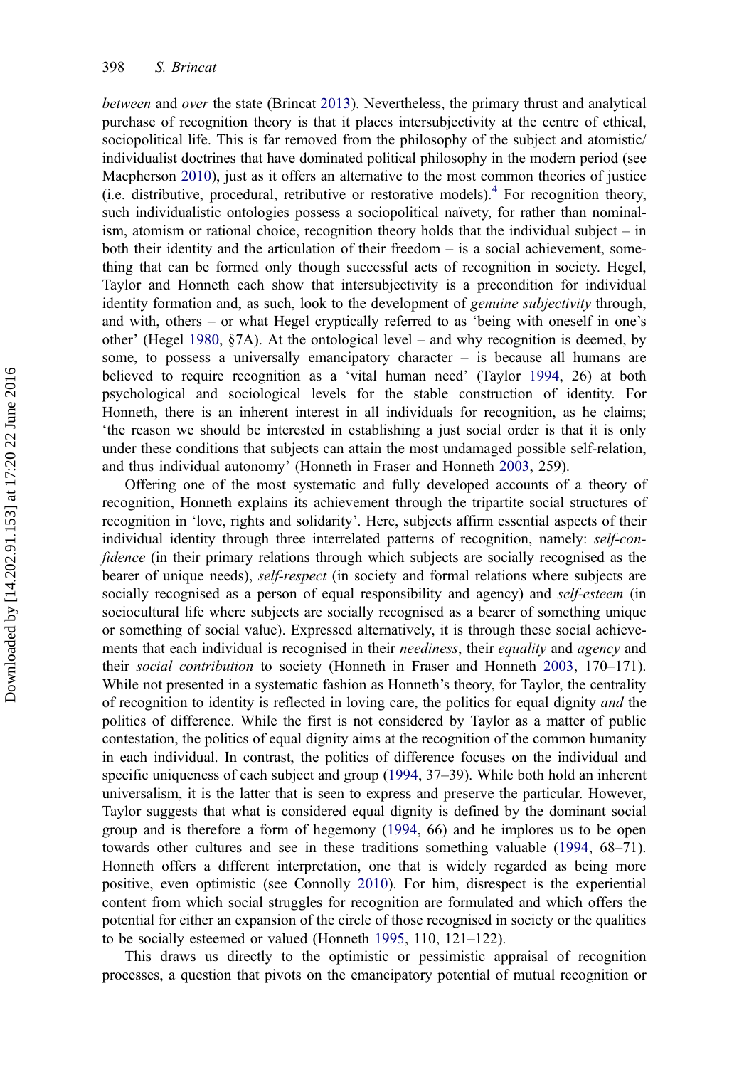*between* and *over* the state (Brincat 2013). Nevertheless, the primary thrust and analytical purchase of recognition theory is that it places intersubjectivity at the centre of ethical, sociopolitical life. This is far removed from the philosophy of the subject and atomistic/individualist doctrines that have dominated political philosophy in the modern period (see Macpherson 2010), just as it offers an alternative to the most common theories of justice (i.e. distributive, procedural, retributive or restorative models).[4] For recognition theory, such individualistic ontologies possess a sociopolitical naïvety, for rather than nominalism, atomism or rational choice, recognition theory holds that the individual subject – in both their identity and the articulation of their freedom – is a social achievement, something that can be formed only though successful acts of recognition in society. Hegel, Taylor and Honneth each show that intersubjectivity is a precondition for individual identity formation and, as such, look to the development of *genuine subjectivity* through, and with, others – or what Hegel cryptically referred to as 'being with oneself in one's other' (Hegel 1980, §7A). At the ontological level – and why recognition is deemed, by some, to possess a universally emancipatory character – is because all humans are believed to require recognition as a 'vital human need' (Taylor 1994, 26) at both psychological and sociological levels for the stable construction of identity. For Honneth, there is an inherent interest in all individuals for recognition, as he claims; 'the reason we should be interested in establishing a just social order is that it is only under these conditions that subjects can attain the most undamaged possible self-relation, and thus individual autonomy' (Honneth in Fraser and Honneth 2003, 259).

Offering one of the most systematic and fully developed accounts of a theory of recognition, Honneth explains its achievement through the tripartite social structures of recognition in 'love, rights and solidarity'. Here, subjects affirm essential aspects of their individual identity through three interrelated patterns of recognition, namely: *self-confidence* (in their primary relations through which subjects are socially recognised as the bearer of unique needs), *self-respect* (in society and formal relations where subjects are socially recognised as a person of equal responsibility and agency) and *self-esteem* (in sociocultural life where subjects are socially recognised as a bearer of something unique or something of social value). Expressed alternatively, it is through these social achievements that each individual is recognised in their *neediness*, their *equality* and *agency* and their *social contribution* to society (Honneth in Fraser and Honneth 2003, 170–171). While not presented in a systematic fashion as Honneth's theory, for Taylor, the centrality of recognition to identity is reflected in loving care, the politics for equal dignity *and* the politics of difference. While the first is not considered by Taylor as a matter of public contestation, the politics of equal dignity aims at the recognition of the common humanity in each individual. In contrast, the politics of difference focuses on the individual and specific uniqueness of each subject and group (1994, 37–39). While both hold an inherent universalism, it is the latter that is seen to express and preserve the particular. However, Taylor suggests that what is considered equal dignity is defined by the dominant social group and is therefore a form of hegemony (1994, 66) and he implores us to be open towards other cultures and see in these traditions something valuable (1994, 68–71). Honneth offers a different interpretation, one that is widely regarded as being more positive, even optimistic (see Connolly 2010). For him, disrespect is the experiential content from which social struggles for recognition are formulated and which offers the potential for either an expansion of the circle of those recognised in society or the qualities to be socially esteemed or valued (Honneth 1995, 110, 121–122).

This draws us directly to the optimistic or pessimistic appraisal of recognition processes, a question that pivots on the emancipatory potential of mutual recognition or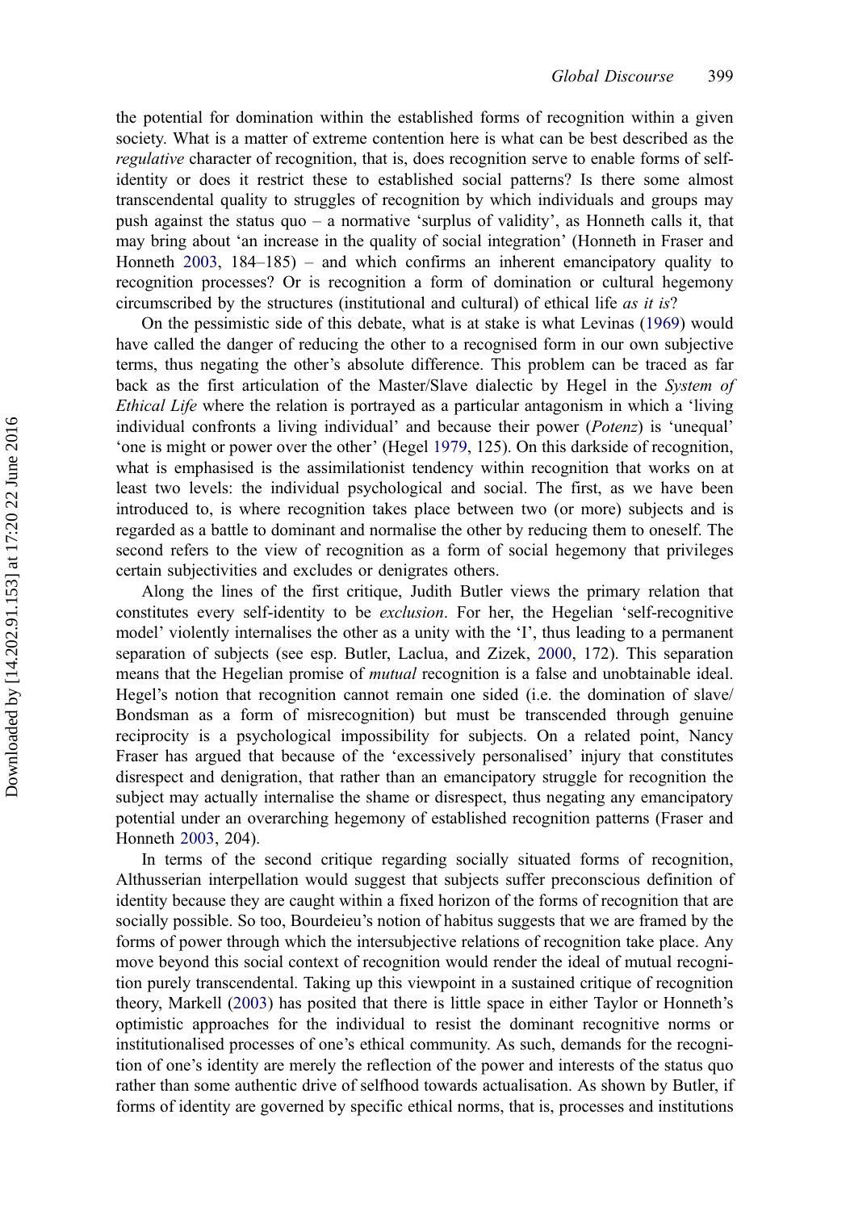the potential for domination within the established forms of recognition within a given society. What is a matter of extreme contention here is what can be best described as the *regulative* character of recognition, that is, does recognition serve to enable forms of self-identity or does it restrict these to established social patterns? Is there some almost transcendental quality to struggles of recognition by which individuals and groups may push against the status quo – a normative 'surplus of validity', as Honneth calls it, that may bring about 'an increase in the quality of social integration' (Honneth in Fraser and Honneth 2003, 184–185) – and which confirms an inherent emancipatory quality to recognition processes? Or is recognition a form of domination or cultural hegemony circumscribed by the structures (institutional and cultural) of ethical life *as it is*?

On the pessimistic side of this debate, what is at stake is what Levinas (1969) would have called the danger of reducing the other to a recognised form in our own subjective terms, thus negating the other's absolute difference. This problem can be traced as far back as the first articulation of the Master/Slave dialectic by Hegel in the *System of Ethical Life* where the relation is portrayed as a particular antagonism in which a 'living individual confronts a living individual' and because their power (*Potenz*) is 'unequal' 'one is might or power over the other' (Hegel 1979, 125). On this darkside of recognition, what is emphasised is the assimilationist tendency within recognition that works on at least two levels: the individual psychological and social. The first, as we have been introduced to, is where recognition takes place between two (or more) subjects and is regarded as a battle to dominant and normalise the other by reducing them to oneself. The second refers to the view of recognition as a form of social hegemony that privileges certain subjectivities and excludes or denigrates others.

Along the lines of the first critique, Judith Butler views the primary relation that constitutes every self-identity to be *exclusion*. For her, the Hegelian 'self-recognitive model' violently internalises the other as a unity with the 'I', thus leading to a permanent separation of subjects (see esp. Butler, Laclua, and Zizek, 2000, 172). This separation means that the Hegelian promise of *mutual* recognition is a false and unobtainable ideal. Hegel's notion that recognition cannot remain one sided (i.e. the domination of slave/Bondsman as a form of misrecognition) but must be transcended through genuine reciprocity is a psychological impossibility for subjects. On a related point, Nancy Fraser has argued that because of the 'excessively personalised' injury that constitutes disrespect and denigration, that rather than an emancipatory struggle for recognition the subject may actually internalise the shame or disrespect, thus negating any emancipatory potential under an overarching hegemony of established recognition patterns (Fraser and Honneth 2003, 204).

In terms of the second critique regarding socially situated forms of recognition, Althusserian interpellation would suggest that subjects suffer preconscious definition of identity because they are caught within a fixed horizon of the forms of recognition that are socially possible. So too, Bourdeieu's notion of habitus suggests that we are framed by the forms of power through which the intersubjective relations of recognition take place. Any move beyond this social context of recognition would render the ideal of mutual recognition purely transcendental. Taking up this viewpoint in a sustained critique of recognition theory, Markell (2003) has posited that there is little space in either Taylor or Honneth's optimistic approaches for the individual to resist the dominant recognitive norms or institutionalised processes of one's ethical community. As such, demands for the recognition of one's identity are merely the reflection of the power and interests of the status quo rather than some authentic drive of selfhood towards actualisation. As shown by Butler, if forms of identity are governed by specific ethical norms, that is, processes and institutions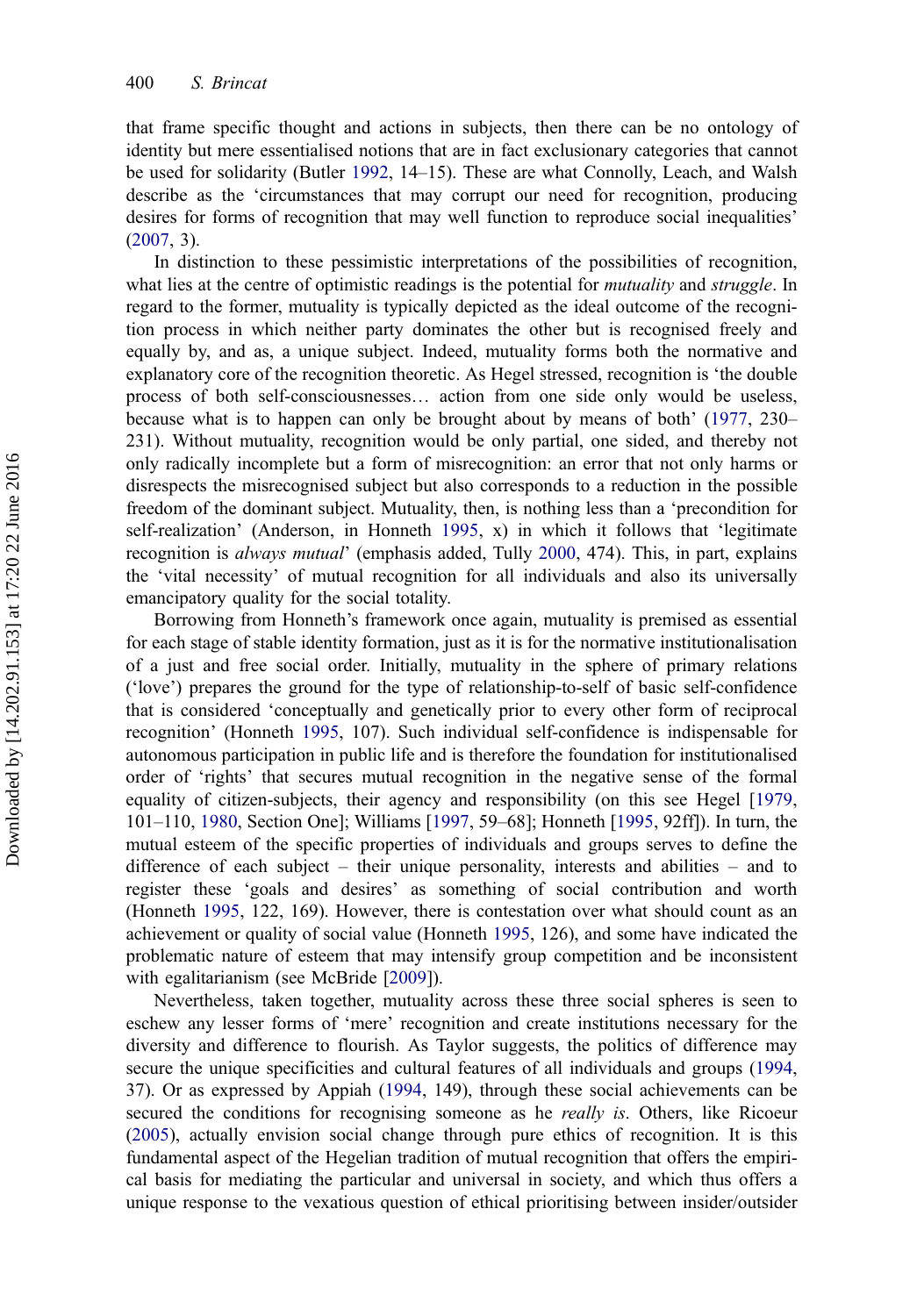that frame specific thought and actions in subjects, then there can be no ontology of identity but mere essentialised notions that are in fact exclusionary categories that cannot be used for solidarity (Butler 1992, 14–15). These are what Connolly, Leach, and Walsh describe as the 'circumstances that may corrupt our need for recognition, producing desires for forms of recognition that may well function to reproduce social inequalities' (2007, 3).

In distinction to these pessimistic interpretations of the possibilities of recognition, what lies at the centre of optimistic readings is the potential for *mutuality* and *struggle*. In regard to the former, mutuality is typically depicted as the ideal outcome of the recognition process in which neither party dominates the other but is recognised freely and equally by, and as, a unique subject. Indeed, mutuality forms both the normative and explanatory core of the recognition theoretic. As Hegel stressed, recognition is 'the double process of both self-consciousnesses… action from one side only would be useless, because what is to happen can only be brought about by means of both' (1977, 230–231). Without mutuality, recognition would be only partial, one sided, and thereby not only radically incomplete but a form of misrecognition: an error that not only harms or disrespects the misrecognised subject but also corresponds to a reduction in the possible freedom of the dominant subject. Mutuality, then, is nothing less than a 'precondition for self-realization' (Anderson, in Honneth 1995, x) in which it follows that 'legitimate recognition is *always mutual*' (emphasis added, Tully 2000, 474). This, in part, explains the 'vital necessity' of mutual recognition for all individuals and also its universally emancipatory quality for the social totality.

Borrowing from Honneth's framework once again, mutuality is premised as essential for each stage of stable identity formation, just as it is for the normative institutionalisation of a just and free social order. Initially, mutuality in the sphere of primary relations ('love') prepares the ground for the type of relationship-to-self of basic self-confidence that is considered 'conceptually and genetically prior to every other form of reciprocal recognition' (Honneth 1995, 107). Such individual self-confidence is indispensable for autonomous participation in public life and is therefore the foundation for institutionalised order of 'rights' that secures mutual recognition in the negative sense of the formal equality of citizen-subjects, their agency and responsibility (on this see Hegel [1979, 101–110, 1980, Section One]; Williams [1997, 59–68]; Honneth [1995, 92ff]). In turn, the mutual esteem of the specific properties of individuals and groups serves to define the difference of each subject – their unique personality, interests and abilities – and to register these 'goals and desires' as something of social contribution and worth (Honneth 1995, 122, 169). However, there is contestation over what should count as an achievement or quality of social value (Honneth 1995, 126), and some have indicated the problematic nature of esteem that may intensify group competition and be inconsistent with egalitarianism (see McBride [2009]).

Nevertheless, taken together, mutuality across these three social spheres is seen to eschew any lesser forms of 'mere' recognition and create institutions necessary for the diversity and difference to flourish. As Taylor suggests, the politics of difference may secure the unique specificities and cultural features of all individuals and groups (1994, 37). Or as expressed by Appiah (1994, 149), through these social achievements can be secured the conditions for recognising someone as he *really is*. Others, like Ricoeur (2005), actually envision social change through pure ethics of recognition. It is this fundamental aspect of the Hegelian tradition of mutual recognition that offers the empirical basis for mediating the particular and universal in society, and which thus offers a unique response to the vexatious question of ethical prioritising between insider/outsider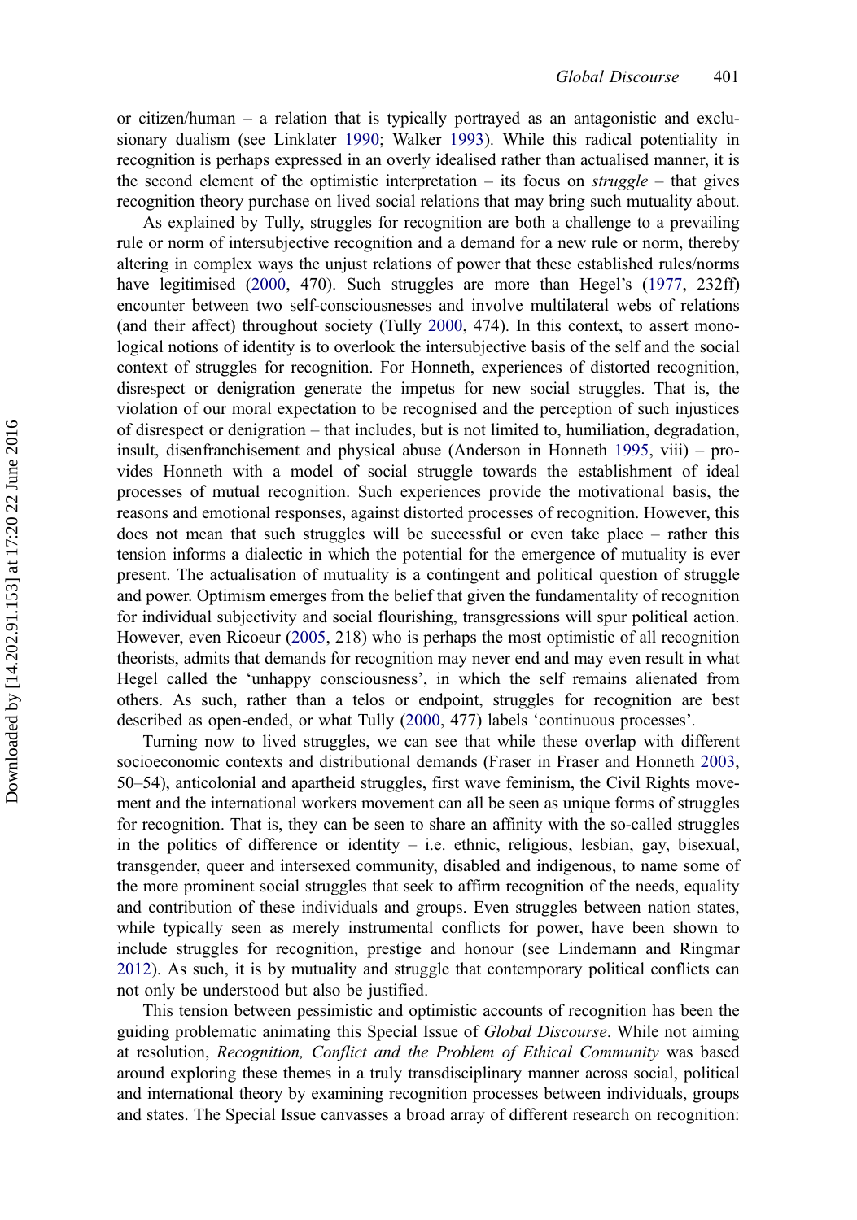or citizen/human – a relation that is typically portrayed as an antagonistic and exclusionary dualism (see Linklater 1990; Walker 1993). While this radical potentiality in recognition is perhaps expressed in an overly idealised rather than actualised manner, it is the second element of the optimistic interpretation – its focus on *struggle* – that gives recognition theory purchase on lived social relations that may bring such mutuality about.

As explained by Tully, struggles for recognition are both a challenge to a prevailing rule or norm of intersubjective recognition and a demand for a new rule or norm, thereby altering in complex ways the unjust relations of power that these established rules/norms have legitimised (2000, 470). Such struggles are more than Hegel's (1977, 232ff) encounter between two self-consciousnesses and involve multilateral webs of relations (and their affect) throughout society (Tully 2000, 474). In this context, to assert monological notions of identity is to overlook the intersubjective basis of the self and the social context of struggles for recognition. For Honneth, experiences of distorted recognition, disrespect or denigration generate the impetus for new social struggles. That is, the violation of our moral expectation to be recognised and the perception of such injustices of disrespect or denigration – that includes, but is not limited to, humiliation, degradation, insult, disenfranchisement and physical abuse (Anderson in Honneth 1995, viii) – provides Honneth with a model of social struggle towards the establishment of ideal processes of mutual recognition. Such experiences provide the motivational basis, the reasons and emotional responses, against distorted processes of recognition. However, this does not mean that such struggles will be successful or even take place – rather this tension informs a dialectic in which the potential for the emergence of mutuality is ever present. The actualisation of mutuality is a contingent and political question of struggle and power. Optimism emerges from the belief that given the fundamentality of recognition for individual subjectivity and social flourishing, transgressions will spur political action. However, even Ricoeur (2005, 218) who is perhaps the most optimistic of all recognition theorists, admits that demands for recognition may never end and may even result in what Hegel called the 'unhappy consciousness', in which the self remains alienated from others. As such, rather than a telos or endpoint, struggles for recognition are best described as open-ended, or what Tully (2000, 477) labels 'continuous processes'.

Turning now to lived struggles, we can see that while these overlap with different socioeconomic contexts and distributional demands (Fraser in Fraser and Honneth 2003, 50–54), anticolonial and apartheid struggles, first wave feminism, the Civil Rights movement and the international workers movement can all be seen as unique forms of struggles for recognition. That is, they can be seen to share an affinity with the so-called struggles in the politics of difference or identity – i.e. ethnic, religious, lesbian, gay, bisexual, transgender, queer and intersexed community, disabled and indigenous, to name some of the more prominent social struggles that seek to affirm recognition of the needs, equality and contribution of these individuals and groups. Even struggles between nation states, while typically seen as merely instrumental conflicts for power, have been shown to include struggles for recognition, prestige and honour (see Lindemann and Ringmar 2012). As such, it is by mutuality and struggle that contemporary political conflicts can not only be understood but also be justified.

This tension between pessimistic and optimistic accounts of recognition has been the guiding problematic animating this Special Issue of *Global Discourse*. While not aiming at resolution, *Recognition, Conflict and the Problem of Ethical Community* was based around exploring these themes in a truly transdisciplinary manner across social, political and international theory by examining recognition processes between individuals, groups and states. The Special Issue canvasses a broad array of different research on recognition: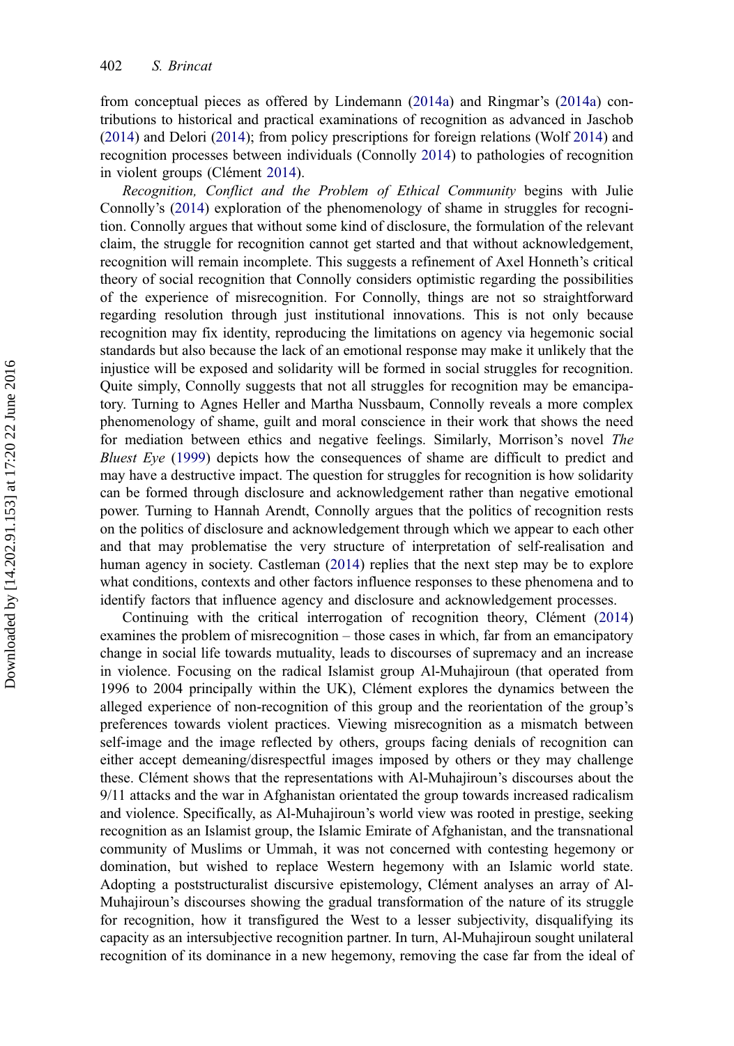from conceptual pieces as offered by Lindemann (2014a) and Ringmar's (2014a) contributions to historical and practical examinations of recognition as advanced in Jaschob (2014) and Delori (2014); from policy prescriptions for foreign relations (Wolf 2014) and recognition processes between individuals (Connolly 2014) to pathologies of recognition in violent groups (Clément 2014).

*Recognition, Conflict and the Problem of Ethical Community* begins with Julie Connolly's (2014) exploration of the phenomenology of shame in struggles for recognition. Connolly argues that without some kind of disclosure, the formulation of the relevant claim, the struggle for recognition cannot get started and that without acknowledgement, recognition will remain incomplete. This suggests a refinement of Axel Honneth's critical theory of social recognition that Connolly considers optimistic regarding the possibilities of the experience of misrecognition. For Connolly, things are not so straightforward regarding resolution through just institutional innovations. This is not only because recognition may fix identity, reproducing the limitations on agency via hegemonic social standards but also because the lack of an emotional response may make it unlikely that the injustice will be exposed and solidarity will be formed in social struggles for recognition. Quite simply, Connolly suggests that not all struggles for recognition may be emancipatory. Turning to Agnes Heller and Martha Nussbaum, Connolly reveals a more complex phenomenology of shame, guilt and moral conscience in their work that shows the need for mediation between ethics and negative feelings. Similarly, Morrison's novel *The Bluest Eye* (1999) depicts how the consequences of shame are difficult to predict and may have a destructive impact. The question for struggles for recognition is how solidarity can be formed through disclosure and acknowledgement rather than negative emotional power. Turning to Hannah Arendt, Connolly argues that the politics of recognition rests on the politics of disclosure and acknowledgement through which we appear to each other and that may problematise the very structure of interpretation of self-realisation and human agency in society. Castleman (2014) replies that the next step may be to explore what conditions, contexts and other factors influence responses to these phenomena and to identify factors that influence agency and disclosure and acknowledgement processes.

Continuing with the critical interrogation of recognition theory, Clément (2014) examines the problem of misrecognition – those cases in which, far from an emancipatory change in social life towards mutuality, leads to discourses of supremacy and an increase in violence. Focusing on the radical Islamist group Al-Muhajiroun (that operated from 1996 to 2004 principally within the UK), Clément explores the dynamics between the alleged experience of non-recognition of this group and the reorientation of the group's preferences towards violent practices. Viewing misrecognition as a mismatch between self-image and the image reflected by others, groups facing denials of recognition can either accept demeaning/disrespectful images imposed by others or they may challenge these. Clément shows that the representations with Al-Muhajiroun's discourses about the 9/11 attacks and the war in Afghanistan orientated the group towards increased radicalism and violence. Specifically, as Al-Muhajiroun's world view was rooted in prestige, seeking recognition as an Islamist group, the Islamic Emirate of Afghanistan, and the transnational community of Muslims or Ummah, it was not concerned with contesting hegemony or domination, but wished to replace Western hegemony with an Islamic world state. Adopting a poststructuralist discursive epistemology, Clément analyses an array of Al-Muhajiroun's discourses showing the gradual transformation of the nature of its struggle for recognition, how it transfigured the West to a lesser subjectivity, disqualifying its capacity as an intersubjective recognition partner. In turn, Al-Muhajiroun sought unilateral recognition of its dominance in a new hegemony, removing the case far from the ideal of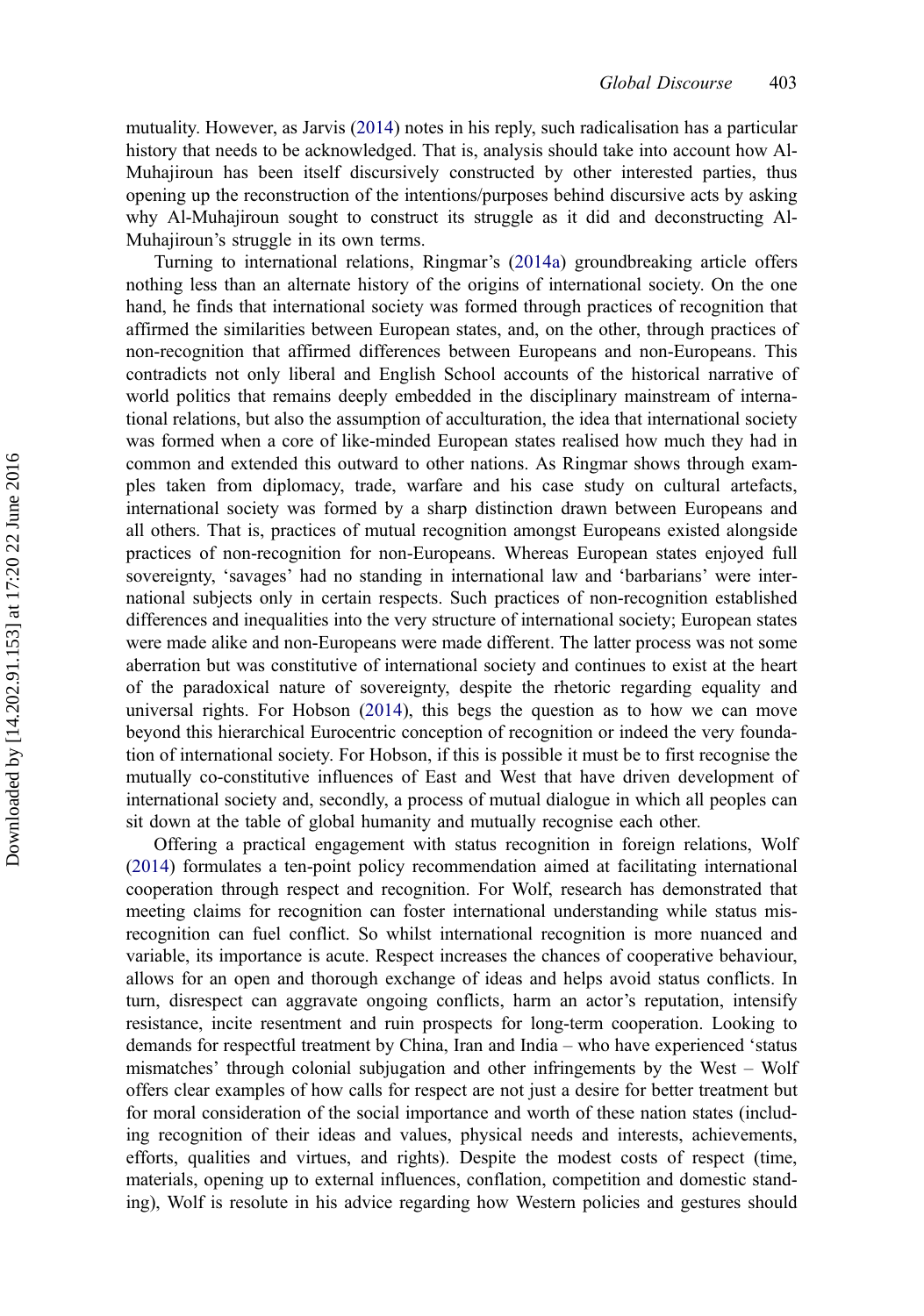mutuality. However, as Jarvis (2014) notes in his reply, such radicalisation has a particular history that needs to be acknowledged. That is, analysis should take into account how Al-Muhajiroun has been itself discursively constructed by other interested parties, thus opening up the reconstruction of the intentions/purposes behind discursive acts by asking why Al-Muhajiroun sought to construct its struggle as it did and deconstructing Al-Muhajiroun's struggle in its own terms.

Turning to international relations, Ringmar's (2014a) groundbreaking article offers nothing less than an alternate history of the origins of international society. On the one hand, he finds that international society was formed through practices of recognition that affirmed the similarities between European states, and, on the other, through practices of non-recognition that affirmed differences between Europeans and non-Europeans. This contradicts not only liberal and English School accounts of the historical narrative of world politics that remains deeply embedded in the disciplinary mainstream of international relations, but also the assumption of acculturation, the idea that international society was formed when a core of like-minded European states realised how much they had in common and extended this outward to other nations. As Ringmar shows through examples taken from diplomacy, trade, warfare and his case study on cultural artefacts, international society was formed by a sharp distinction drawn between Europeans and all others. That is, practices of mutual recognition amongst Europeans existed alongside practices of non-recognition for non-Europeans. Whereas European states enjoyed full sovereignty, 'savages' had no standing in international law and 'barbarians' were international subjects only in certain respects. Such practices of non-recognition established differences and inequalities into the very structure of international society; European states were made alike and non-Europeans were made different. The latter process was not some aberration but was constitutive of international society and continues to exist at the heart of the paradoxical nature of sovereignty, despite the rhetoric regarding equality and universal rights. For Hobson (2014), this begs the question as to how we can move beyond this hierarchical Eurocentric conception of recognition or indeed the very foundation of international society. For Hobson, if this is possible it must be to first recognise the mutually co-constitutive influences of East and West that have driven development of international society and, secondly, a process of mutual dialogue in which all peoples can sit down at the table of global humanity and mutually recognise each other.

Offering a practical engagement with status recognition in foreign relations, Wolf (2014) formulates a ten-point policy recommendation aimed at facilitating international cooperation through respect and recognition. For Wolf, research has demonstrated that meeting claims for recognition can foster international understanding while status misrecognition can fuel conflict. So whilst international recognition is more nuanced and variable, its importance is acute. Respect increases the chances of cooperative behaviour, allows for an open and thorough exchange of ideas and helps avoid status conflicts. In turn, disrespect can aggravate ongoing conflicts, harm an actor's reputation, intensify resistance, incite resentment and ruin prospects for long-term cooperation. Looking to demands for respectful treatment by China, Iran and India – who have experienced 'status mismatches' through colonial subjugation and other infringements by the West – Wolf offers clear examples of how calls for respect are not just a desire for better treatment but for moral consideration of the social importance and worth of these nation states (including recognition of their ideas and values, physical needs and interests, achievements, efforts, qualities and virtues, and rights). Despite the modest costs of respect (time, materials, opening up to external influences, conflation, competition and domestic standing), Wolf is resolute in his advice regarding how Western policies and gestures should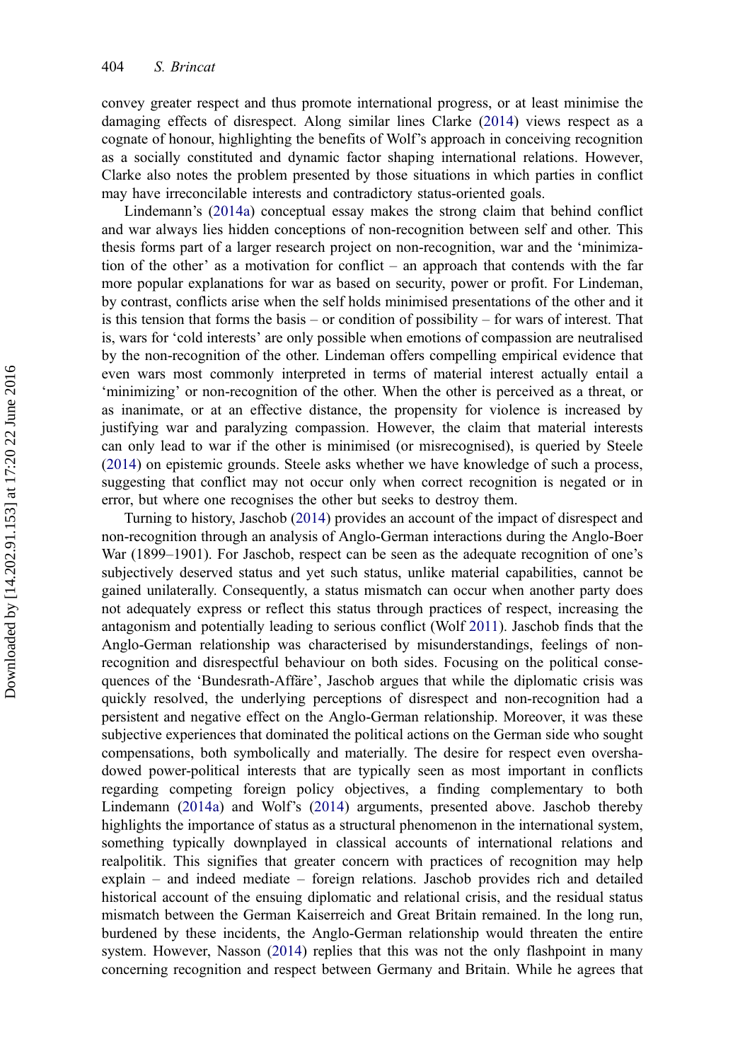convey greater respect and thus promote international progress, or at least minimise the damaging effects of disrespect. Along similar lines Clarke (2014) views respect as a cognate of honour, highlighting the benefits of Wolf's approach in conceiving recognition as a socially constituted and dynamic factor shaping international relations. However, Clarke also notes the problem presented by those situations in which parties in conflict may have irreconcilable interests and contradictory status-oriented goals.

Lindemann's (2014a) conceptual essay makes the strong claim that behind conflict and war always lies hidden conceptions of non-recognition between self and other. This thesis forms part of a larger research project on non-recognition, war and the 'minimization of the other' as a motivation for conflict – an approach that contends with the far more popular explanations for war as based on security, power or profit. For Lindeman, by contrast, conflicts arise when the self holds minimised presentations of the other and it is this tension that forms the basis – or condition of possibility – for wars of interest. That is, wars for 'cold interests' are only possible when emotions of compassion are neutralised by the non-recognition of the other. Lindeman offers compelling empirical evidence that even wars most commonly interpreted in terms of material interest actually entail a 'minimizing' or non-recognition of the other. When the other is perceived as a threat, or as inanimate, or at an effective distance, the propensity for violence is increased by justifying war and paralyzing compassion. However, the claim that material interests can only lead to war if the other is minimised (or misrecognised), is queried by Steele (2014) on epistemic grounds. Steele asks whether we have knowledge of such a process, suggesting that conflict may not occur only when correct recognition is negated or in error, but where one recognises the other but seeks to destroy them.

Turning to history, Jaschob (2014) provides an account of the impact of disrespect and non-recognition through an analysis of Anglo-German interactions during the Anglo-Boer War (1899–1901). For Jaschob, respect can be seen as the adequate recognition of one's subjectively deserved status and yet such status, unlike material capabilities, cannot be gained unilaterally. Consequently, a status mismatch can occur when another party does not adequately express or reflect this status through practices of respect, increasing the antagonism and potentially leading to serious conflict (Wolf 2011). Jaschob finds that the Anglo-German relationship was characterised by misunderstandings, feelings of non-recognition and disrespectful behaviour on both sides. Focusing on the political consequences of the 'Bundesrath-Affäre', Jaschob argues that while the diplomatic crisis was quickly resolved, the underlying perceptions of disrespect and non-recognition had a persistent and negative effect on the Anglo-German relationship. Moreover, it was these subjective experiences that dominated the political actions on the German side who sought compensations, both symbolically and materially. The desire for respect even overshadowed power-political interests that are typically seen as most important in conflicts regarding competing foreign policy objectives, a finding complementary to both Lindemann (2014a) and Wolf's (2014) arguments, presented above. Jaschob thereby highlights the importance of status as a structural phenomenon in the international system, something typically downplayed in classical accounts of international relations and realpolitik. This signifies that greater concern with practices of recognition may help explain – and indeed mediate – foreign relations. Jaschob provides rich and detailed historical account of the ensuing diplomatic and relational crisis, and the residual status mismatch between the German Kaiserreich and Great Britain remained. In the long run, burdened by these incidents, the Anglo-German relationship would threaten the entire system. However, Nasson (2014) replies that this was not the only flashpoint in many concerning recognition and respect between Germany and Britain. While he agrees that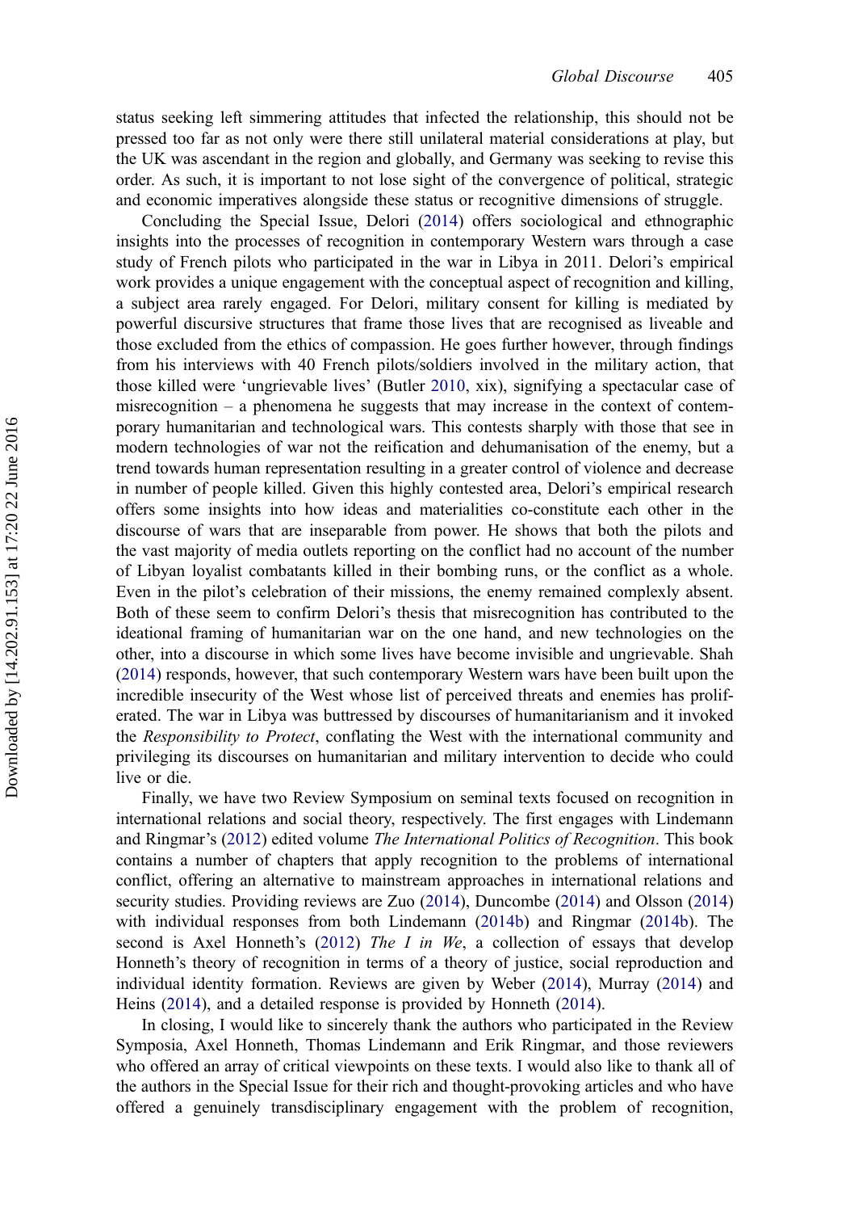status seeking left simmering attitudes that infected the relationship, this should not be pressed too far as not only were there still unilateral material considerations at play, but the UK was ascendant in the region and globally, and Germany was seeking to revise this order. As such, it is important to not lose sight of the convergence of political, strategic and economic imperatives alongside these status or recognitive dimensions of struggle.

Concluding the Special Issue, Delori (2014) offers sociological and ethnographic insights into the processes of recognition in contemporary Western wars through a case study of French pilots who participated in the war in Libya in 2011. Delori's empirical work provides a unique engagement with the conceptual aspect of recognition and killing, a subject area rarely engaged. For Delori, military consent for killing is mediated by powerful discursive structures that frame those lives that are recognised as liveable and those excluded from the ethics of compassion. He goes further however, through findings from his interviews with 40 French pilots/soldiers involved in the military action, that those killed were 'ungrievable lives' (Butler 2010, xix), signifying a spectacular case of misrecognition – a phenomena he suggests that may increase in the context of contemporary humanitarian and technological wars. This contests sharply with those that see in modern technologies of war not the reification and dehumanisation of the enemy, but a trend towards human representation resulting in a greater control of violence and decrease in number of people killed. Given this highly contested area, Delori's empirical research offers some insights into how ideas and materialities co-constitute each other in the discourse of wars that are inseparable from power. He shows that both the pilots and the vast majority of media outlets reporting on the conflict had no account of the number of Libyan loyalist combatants killed in their bombing runs, or the conflict as a whole. Even in the pilot's celebration of their missions, the enemy remained complexly absent. Both of these seem to confirm Delori's thesis that misrecognition has contributed to the ideational framing of humanitarian war on the one hand, and new technologies on the other, into a discourse in which some lives have become invisible and ungrievable. Shah (2014) responds, however, that such contemporary Western wars have been built upon the incredible insecurity of the West whose list of perceived threats and enemies has proliferated. The war in Libya was buttressed by discourses of humanitarianism and it invoked the *Responsibility to Protect*, conflating the West with the international community and privileging its discourses on humanitarian and military intervention to decide who could live or die.

Finally, we have two Review Symposium on seminal texts focused on recognition in international relations and social theory, respectively. The first engages with Lindemann and Ringmar's (2012) edited volume *The International Politics of Recognition*. This book contains a number of chapters that apply recognition to the problems of international conflict, offering an alternative to mainstream approaches in international relations and security studies. Providing reviews are Zuo (2014), Duncombe (2014) and Olsson (2014) with individual responses from both Lindemann (2014b) and Ringmar (2014b). The second is Axel Honneth's (2012) *The I in We*, a collection of essays that develop Honneth's theory of recognition in terms of a theory of justice, social reproduction and individual identity formation. Reviews are given by Weber (2014), Murray (2014) and Heins (2014), and a detailed response is provided by Honneth (2014).

In closing, I would like to sincerely thank the authors who participated in the Review Symposia, Axel Honneth, Thomas Lindemann and Erik Ringmar, and those reviewers who offered an array of critical viewpoints on these texts. I would also like to thank all of the authors in the Special Issue for their rich and thought-provoking articles and who have offered a genuinely transdisciplinary engagement with the problem of recognition,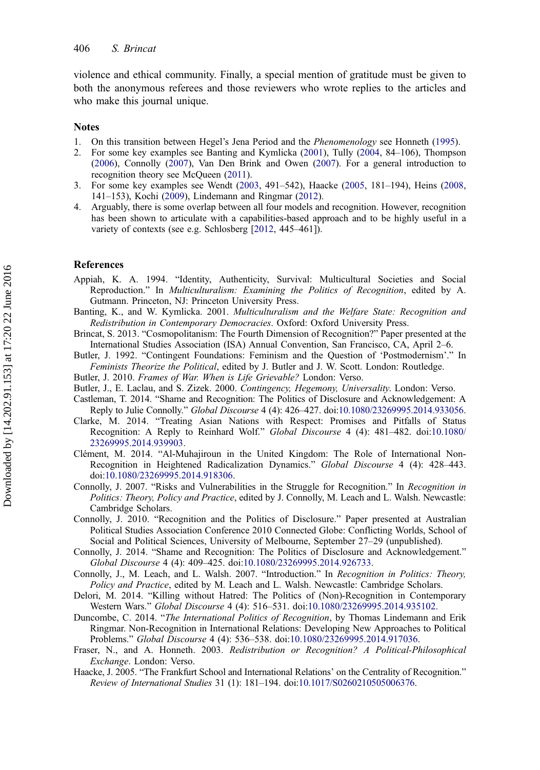violence and ethical community. Finally, a special mention of gratitude must be given to both the anonymous referees and those reviewers who wrote replies to the articles and who make this journal unique.

## Notes

1. On this transition between Hegel's Jena Period and the *Phenomenology* see Honneth (1995).
2. For some key examples see Banting and Kymlicka (2001), Tully (2004, 84–106), Thompson (2006), Connolly (2007), Van Den Brink and Owen (2007). For a general introduction to recognition theory see McQueen (2011).
3. For some key examples see Wendt (2003, 491–542), Haacke (2005, 181–194), Heins (2008, 141–153), Kochi (2009), Lindemann and Ringmar (2012).
4. Arguably, there is some overlap between all four models and recognition. However, recognition has been shown to articulate with a capabilities-based approach and to be highly useful in a variety of contexts (see e.g. Schlosberg [2012, 445–461]).

## References

Appiah, K. A. 1994. "Identity, Authenticity, Survival: Multicultural Societies and Social Reproduction." In *Multiculturalism: Examining the Politics of Recognition*, edited by A. Gutmann. Princeton, NJ: Princeton University Press.

Banting, K., and W. Kymlicka. 2001. *Multiculturalism and the Welfare State: Recognition and Redistribution in Contemporary Democracies*. Oxford: Oxford University Press.

Brincat, S. 2013. "Cosmopolitanism: The Fourth Dimension of Recognition?" Paper presented at the International Studies Association (ISA) Annual Convention, San Francisco, CA, April 2–6.

Butler, J. 1992. "Contingent Foundations: Feminism and the Question of 'Postmodernism'." In *Feminists Theorize the Political*, edited by J. Butler and J. W. Scott. London: Routledge.

Butler, J. 2010. *Frames of War. When is Life Grievable?* London: Verso.

Butler, J., E. Laclau, and S. Zizek. 2000. *Contingency, Hegemony, Universality*. London: Verso.

Castleman, T. 2014. "Shame and Recognition: The Politics of Disclosure and Acknowledgement: A Reply to Julie Connolly." *Global Discourse* 4 (4): 426–427. doi:10.1080/23269995.2014.933056.

Clarke, M. 2014. "Treating Asian Nations with Respect: Promises and Pitfalls of Status Recognition: A Reply to Reinhard Wolf." *Global Discourse* 4 (4): 481–482. doi:10.1080/23269995.2014.939903.

Clément, M. 2014. "Al-Muhajiroun in the United Kingdom: The Role of International Non-Recognition in Heightened Radicalization Dynamics." *Global Discourse* 4 (4): 428–443. doi:10.1080/23269995.2014.918306.

Connolly, J. 2007. "Risks and Vulnerabilities in the Struggle for Recognition." In *Recognition in Politics: Theory, Policy and Practice*, edited by J. Connolly, M. Leach and L. Walsh. Newcastle: Cambridge Scholars.

Connolly, J. 2010. "Recognition and the Politics of Disclosure." Paper presented at Australian Political Studies Association Conference 2010 Connected Globe: Conflicting Worlds, School of Social and Political Sciences, University of Melbourne, September 27–29 (unpublished).

Connolly, J. 2014. "Shame and Recognition: The Politics of Disclosure and Acknowledgement." *Global Discourse* 4 (4): 409–425. doi:10.1080/23269995.2014.926733.

Connolly, J., M. Leach, and L. Walsh. 2007. "Introduction." In *Recognition in Politics: Theory, Policy and Practice*, edited by M. Leach and L. Walsh. Newcastle: Cambridge Scholars.

Delori, M. 2014. "Killing without Hatred: The Politics of (Non)-Recognition in Contemporary Western Wars." *Global Discourse* 4 (4): 516–531. doi:10.1080/23269995.2014.935102.

Duncombe, C. 2014. "*The International Politics of Recognition*, by Thomas Lindemann and Erik Ringmar. Non-Recognition in International Relations: Developing New Approaches to Political Problems." *Global Discourse* 4 (4): 536–538. doi:10.1080/23269995.2014.917036.

Fraser, N., and A. Honneth. 2003. *Redistribution or Recognition? A Political-Philosophical Exchange*. London: Verso.

Haacke, J. 2005. "The Frankfurt School and International Relations' on the Centrality of Recognition." *Review of International Studies* 31 (1): 181–194. doi:10.1017/S0260210505006376.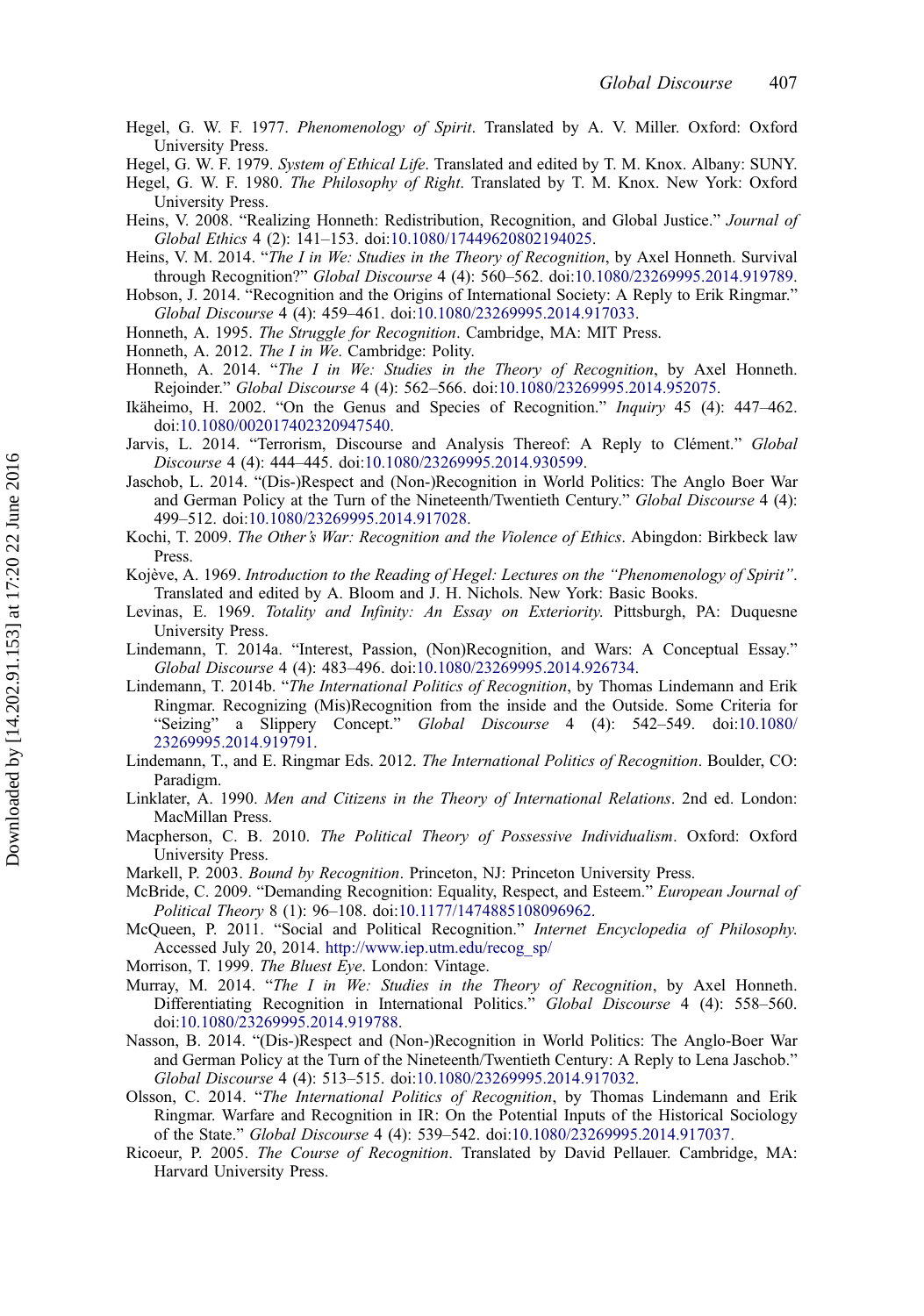Hegel, G. W. F. 1977. *Phenomenology of Spirit*. Translated by A. V. Miller. Oxford: Oxford University Press.

Hegel, G. W. F. 1979. *System of Ethical Life*. Translated and edited by T. M. Knox. Albany: SUNY.

Hegel, G. W. F. 1980. *The Philosophy of Right*. Translated by T. M. Knox. New York: Oxford University Press.

Heins, V. 2008. "Realizing Honneth: Redistribution, Recognition, and Global Justice." *Journal of Global Ethics* 4 (2): 141–153. doi:10.1080/17449620802194025.

Heins, V. M. 2014. "*The I in We: Studies in the Theory of Recognition*, by Axel Honneth. Survival through Recognition?" *Global Discourse* 4 (4): 560–562. doi:10.1080/23269995.2014.919789.

Hobson, J. 2014. "Recognition and the Origins of International Society: A Reply to Erik Ringmar." *Global Discourse* 4 (4): 459–461. doi:10.1080/23269995.2014.917033.

Honneth, A. 1995. *The Struggle for Recognition*. Cambridge, MA: MIT Press.

Honneth, A. 2012. *The I in We*. Cambridge: Polity.

Honneth, A. 2014. "*The I in We: Studies in the Theory of Recognition*, by Axel Honneth. Rejoinder." *Global Discourse* 4 (4): 562–566. doi:10.1080/23269995.2014.952075.

Ikäheimo, H. 2002. "On the Genus and Species of Recognition." *Inquiry* 45 (4): 447–462. doi:10.1080/002017402320947540.

Jarvis, L. 2014. "Terrorism, Discourse and Analysis Thereof: A Reply to Clément." *Global Discourse* 4 (4): 444–445. doi:10.1080/23269995.2014.930599.

Jaschob, L. 2014. "(Dis-)Respect and (Non-)Recognition in World Politics: The Anglo Boer War and German Policy at the Turn of the Nineteenth/Twentieth Century." *Global Discourse* 4 (4): 499–512. doi:10.1080/23269995.2014.917028.

Kochi, T. 2009. *The Other's War: Recognition and the Violence of Ethics*. Abingdon: Birkbeck law Press.

Kojève, A. 1969. *Introduction to the Reading of Hegel: Lectures on the "Phenomenology of Spirit"*. Translated and edited by A. Bloom and J. H. Nichols. New York: Basic Books.

Levinas, E. 1969. *Totality and Infinity: An Essay on Exteriority*. Pittsburgh, PA: Duquesne University Press.

Lindemann, T. 2014a. "Interest, Passion, (Non)Recognition, and Wars: A Conceptual Essay." *Global Discourse* 4 (4): 483–496. doi:10.1080/23269995.2014.926734.

Lindemann, T. 2014b. "*The International Politics of Recognition*, by Thomas Lindemann and Erik Ringmar. Recognizing (Mis)Recognition from the inside and the Outside. Some Criteria for "Seizing" a Slippery Concept." *Global Discourse* 4 (4): 542–549. doi:10.1080/23269995.2014.919791.

Lindemann, T., and E. Ringmar Eds. 2012. *The International Politics of Recognition*. Boulder, CO: Paradigm.

Linklater, A. 1990. *Men and Citizens in the Theory of International Relations*. 2nd ed. London: MacMillan Press.

Macpherson, C. B. 2010. *The Political Theory of Possessive Individualism*. Oxford: Oxford University Press.

Markell, P. 2003. *Bound by Recognition*. Princeton, NJ: Princeton University Press.

McBride, C. 2009. "Demanding Recognition: Equality, Respect, and Esteem." *European Journal of Political Theory* 8 (1): 96–108. doi:10.1177/1474885108096962.

McQueen, P. 2011. "Social and Political Recognition." *Internet Encyclopedia of Philosophy*. Accessed July 20, 2014. http://www.iep.utm.edu/recog_sp/

Morrison, T. 1999. *The Bluest Eye*. London: Vintage.

Murray, M. 2014. "*The I in We: Studies in the Theory of Recognition*, by Axel Honneth. Differentiating Recognition in International Politics." *Global Discourse* 4 (4): 558–560. doi:10.1080/23269995.2014.919788.

Nasson, B. 2014. "(Dis-)Respect and (Non-)Recognition in World Politics: The Anglo-Boer War and German Policy at the Turn of the Nineteenth/Twentieth Century: A Reply to Lena Jaschob." *Global Discourse* 4 (4): 513–515. doi:10.1080/23269995.2014.917032.

Olsson, C. 2014. "*The International Politics of Recognition*, by Thomas Lindemann and Erik Ringmar. Warfare and Recognition in IR: On the Potential Inputs of the Historical Sociology of the State." *Global Discourse* 4 (4): 539–542. doi:10.1080/23269995.2014.917037.

Ricoeur, P. 2005. *The Course of Recognition*. Translated by David Pellauer. Cambridge, MA: Harvard University Press.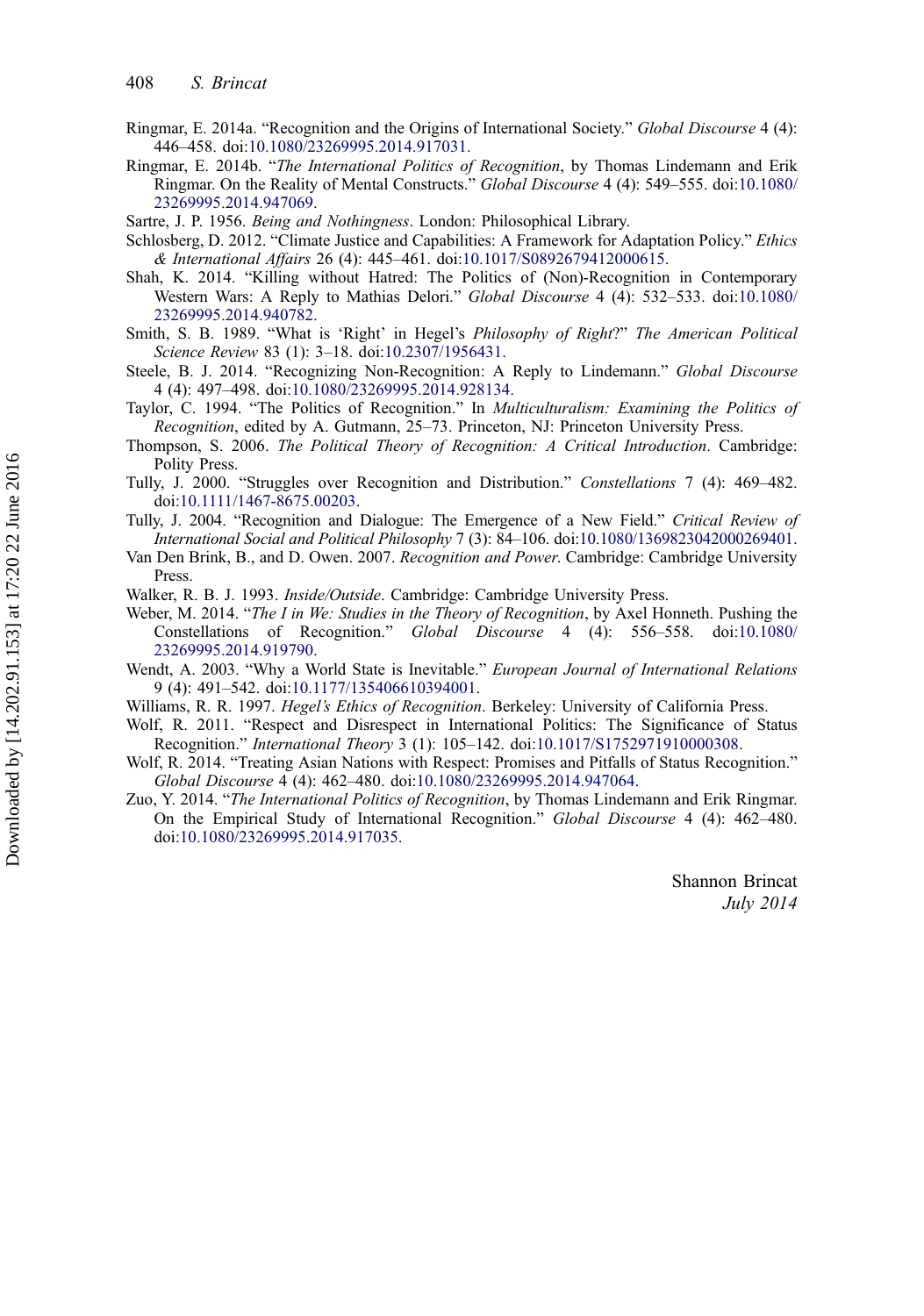Ringmar, E. 2014a. “Recognition and the Origins of International Society.” *Global Discourse* 4 (4): 446–458. doi:10.1080/23269995.2014.917031.

Ringmar, E. 2014b. “*The International Politics of Recognition*, by Thomas Lindemann and Erik Ringmar. On the Reality of Mental Constructs.” *Global Discourse* 4 (4): 549–555. doi:10.1080/23269995.2014.947069.

Sartre, J. P. 1956. *Being and Nothingness*. London: Philosophical Library.

Schlosberg, D. 2012. “Climate Justice and Capabilities: A Framework for Adaptation Policy.” *Ethics & International Affairs* 26 (4): 445–461. doi:10.1017/S0892679412000615.

Shah, K. 2014. “Killing without Hatred: The Politics of (Non)-Recognition in Contemporary Western Wars: A Reply to Mathias Delori.” *Global Discourse* 4 (4): 532–533. doi:10.1080/23269995.2014.940782.

Smith, S. B. 1989. “What is ‘Right’ in Hegel’s *Philosophy of Right*?” *The American Political Science Review* 83 (1): 3–18. doi:10.2307/1956431.

Steele, B. J. 2014. “Recognizing Non-Recognition: A Reply to Lindemann.” *Global Discourse* 4 (4): 497–498. doi:10.1080/23269995.2014.928134.

Taylor, C. 1994. “The Politics of Recognition.” In *Multiculturalism: Examining the Politics of Recognition*, edited by A. Gutmann, 25–73. Princeton, NJ: Princeton University Press.

Thompson, S. 2006. *The Political Theory of Recognition: A Critical Introduction*. Cambridge: Polity Press.

Tully, J. 2000. “Struggles over Recognition and Distribution.” *Constellations* 7 (4): 469–482. doi:10.1111/1467-8675.00203.

Tully, J. 2004. “Recognition and Dialogue: The Emergence of a New Field.” *Critical Review of International Social and Political Philosophy* 7 (3): 84–106. doi:10.1080/1369823042000269401.

Van Den Brink, B., and D. Owen. 2007. *Recognition and Power*. Cambridge: Cambridge University Press.

Walker, R. B. J. 1993. *Inside/Outside*. Cambridge: Cambridge University Press.

Weber, M. 2014. “*The I in We: Studies in the Theory of Recognition*, by Axel Honneth. Pushing the Constellations of Recognition.” *Global Discourse* 4 (4): 556–558. doi:10.1080/23269995.2014.919790.

Wendt, A. 2003. “Why a World State is Inevitable.” *European Journal of International Relations* 9 (4): 491–542. doi:10.1177/135406610394001.

Williams, R. R. 1997. *Hegel’s Ethics of Recognition*. Berkeley: University of California Press.

Wolf, R. 2011. “Respect and Disrespect in International Politics: The Significance of Status Recognition.” *International Theory* 3 (1): 105–142. doi:10.1017/S1752971910000308.

Wolf, R. 2014. “Treating Asian Nations with Respect: Promises and Pitfalls of Status Recognition.” *Global Discourse* 4 (4): 462–480. doi:10.1080/23269995.2014.947064.

Zuo, Y. 2014. “*The International Politics of Recognition*, by Thomas Lindemann and Erik Ringmar. On the Empirical Study of International Recognition.” *Global Discourse* 4 (4): 462–480. doi:10.1080/23269995.2014.917035.

Shannon Brincat
*July 2014*